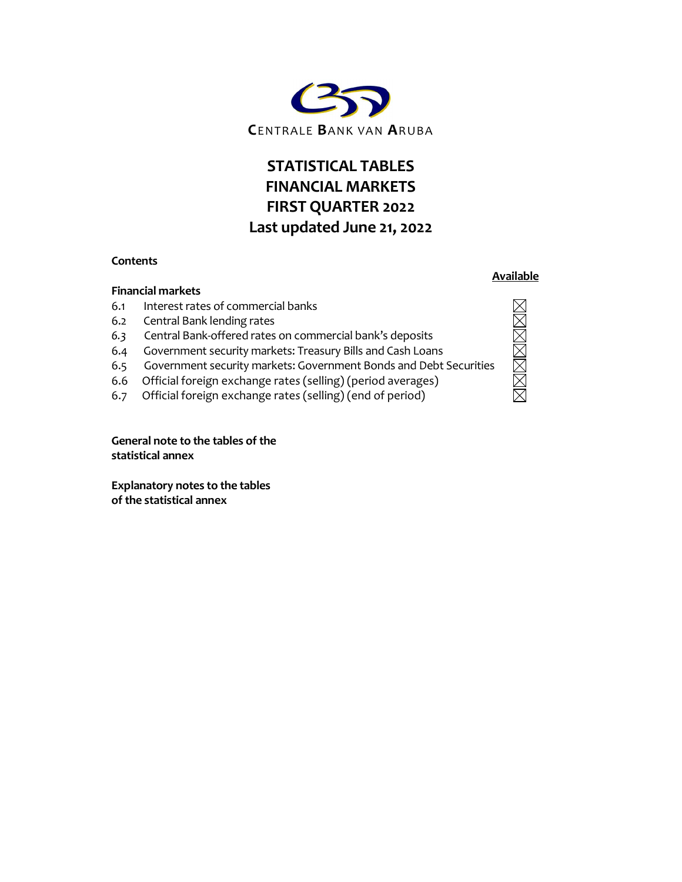CENTRALE BANK VAN ARUBA

# STATISTICAL TABLES
# FINANCIAL MARKETS
# FIRST QUARTER 2022
# Last updated June 21, 2022

**Contents**

| | | **Available** |
|---|---|---|
| **Financial markets** | | |
| 6.1 | Interest rates of commercial banks | ☒ |
| 6.2 | Central Bank lending rates | ☒ |
| 6.3 | Central Bank-offered rates on commercial bank's deposits | ☒ |
| 6.4 | Government security markets: Treasury Bills and Cash Loans | ☒ |
| 6.5 | Government security markets: Government Bonds and Debt Securities | ☒ |
| 6.6 | Official foreign exchange rates (selling) (period averages) | ☒ |
| 6.7 | Official foreign exchange rates (selling) (end of period) | ☒ |

**General note to the tables of the statistical annex**

**Explanatory notes to the tables of the statistical annex**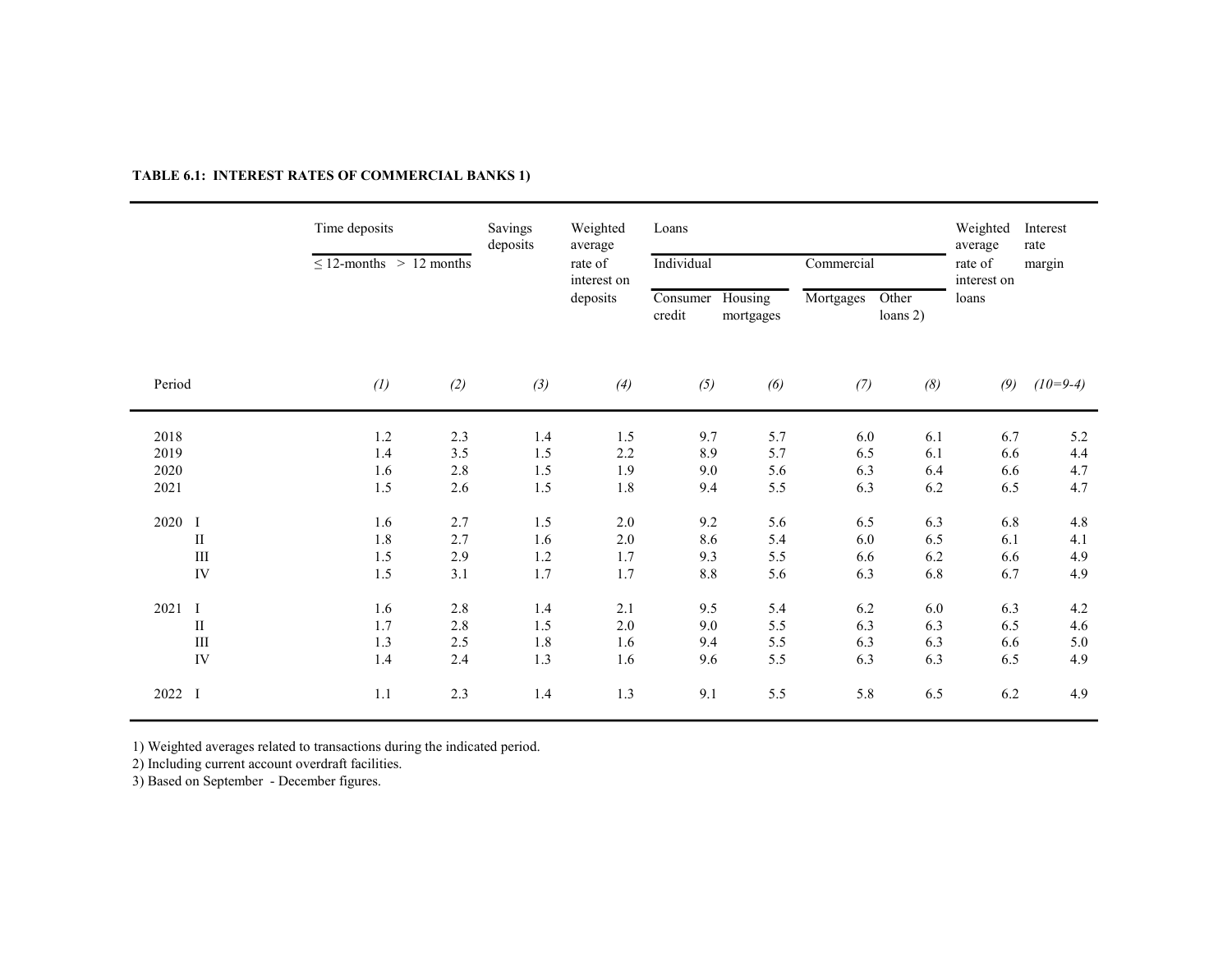**TABLE 6.1: INTEREST RATES OF COMMERCIAL BANKS 1)**

| | Time deposits | | Savings deposits | Weighted average rate of interest on deposits | Loans | | | | Weighted average rate of interest on loans | Interest rate margin |
|---|---|---|---|---|---|---|---|---|---|---|
| | | | | | Individual | | Commercial | | | |
| | ≤ 12-months | > 12 months | | | Consumer credit | Housing mortgages | Mortgages | Other loans 2) | | |
| Period | *(1)* | *(2)* | *(3)* | *(4)* | *(5)* | *(6)* | *(7)* | *(8)* | *(9)* | *(10=9-4)* |
| 2018 | 1.2 | 2.3 | 1.4 | 1.5 | 9.7 | 5.7 | 6.0 | 6.1 | 6.7 | 5.2 |
| 2019 | 1.4 | 3.5 | 1.5 | 2.2 | 8.9 | 5.7 | 6.5 | 6.1 | 6.6 | 4.4 |
| 2020 | 1.6 | 2.8 | 1.5 | 1.9 | 9.0 | 5.6 | 6.3 | 6.4 | 6.6 | 4.7 |
| 2021 | 1.5 | 2.6 | 1.5 | 1.8 | 9.4 | 5.5 | 6.3 | 6.2 | 6.5 | 4.7 |
| 2020 I | 1.6 | 2.7 | 1.5 | 2.0 | 9.2 | 5.6 | 6.5 | 6.3 | 6.8 | 4.8 |
| II | 1.8 | 2.7 | 1.6 | 2.0 | 8.6 | 5.4 | 6.0 | 6.5 | 6.1 | 4.1 |
| III | 1.5 | 2.9 | 1.2 | 1.7 | 9.3 | 5.5 | 6.6 | 6.2 | 6.6 | 4.9 |
| IV | 1.5 | 3.1 | 1.7 | 1.7 | 8.8 | 5.6 | 6.3 | 6.8 | 6.7 | 4.9 |
| 2021 I | 1.6 | 2.8 | 1.4 | 2.1 | 9.5 | 5.4 | 6.2 | 6.0 | 6.3 | 4.2 |
| II | 1.7 | 2.8 | 1.5 | 2.0 | 9.0 | 5.5 | 6.3 | 6.3 | 6.5 | 4.6 |
| III | 1.3 | 2.5 | 1.8 | 1.6 | 9.4 | 5.5 | 6.3 | 6.3 | 6.6 | 5.0 |
| IV | 1.4 | 2.4 | 1.3 | 1.6 | 9.6 | 5.5 | 6.3 | 6.3 | 6.5 | 4.9 |
| 2022 I | 1.1 | 2.3 | 1.4 | 1.3 | 9.1 | 5.5 | 5.8 | 6.5 | 6.2 | 4.9 |

1) Weighted averages related to transactions during the indicated period.
2) Including current account overdraft facilities.
3) Based on September - December figures.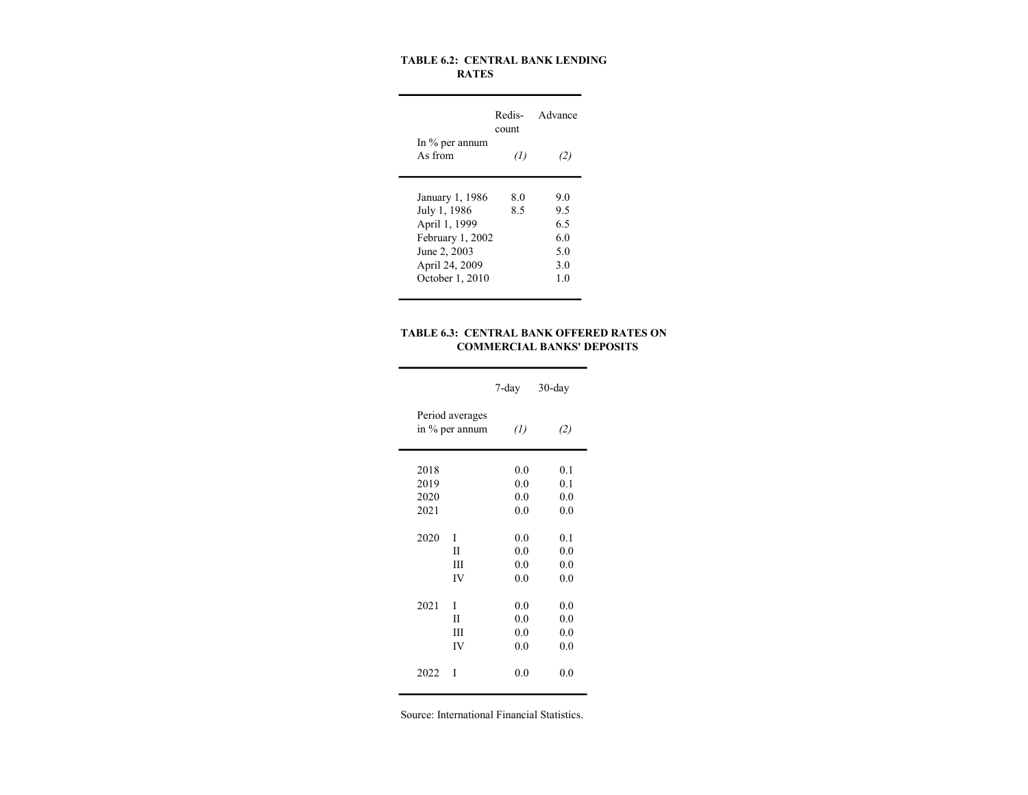**TABLE 6.2: CENTRAL BANK LENDING RATES**

| In % per annum As from | Redis-count (1) | Advance (2) |
|---|---|---|
| January 1, 1986 | 8.0 | 9.0 |
| July 1, 1986 | 8.5 | 9.5 |
| April 1, 1999 | | 6.5 |
| February 1, 2002 | | 6.0 |
| June 2, 2003 | | 5.0 |
| April 24, 2009 | | 3.0 |
| October 1, 2010 | | 1.0 |

**TABLE 6.3: CENTRAL BANK OFFERED RATES ON COMMERCIAL BANKS' DEPOSITS**

| Period averages in % per annum | | 7-day (1) | 30-day (2) |
|---|---|---|---|
| 2018 | | 0.0 | 0.1 |
| 2019 | | 0.0 | 0.1 |
| 2020 | | 0.0 | 0.0 |
| 2021 | | 0.0 | 0.0 |
| 2020 | I | 0.0 | 0.1 |
| | II | 0.0 | 0.0 |
| | III | 0.0 | 0.0 |
| | IV | 0.0 | 0.0 |
| 2021 | I | 0.0 | 0.0 |
| | II | 0.0 | 0.0 |
| | III | 0.0 | 0.0 |
| | IV | 0.0 | 0.0 |
| 2022 | I | 0.0 | 0.0 |

Source: International Financial Statistics.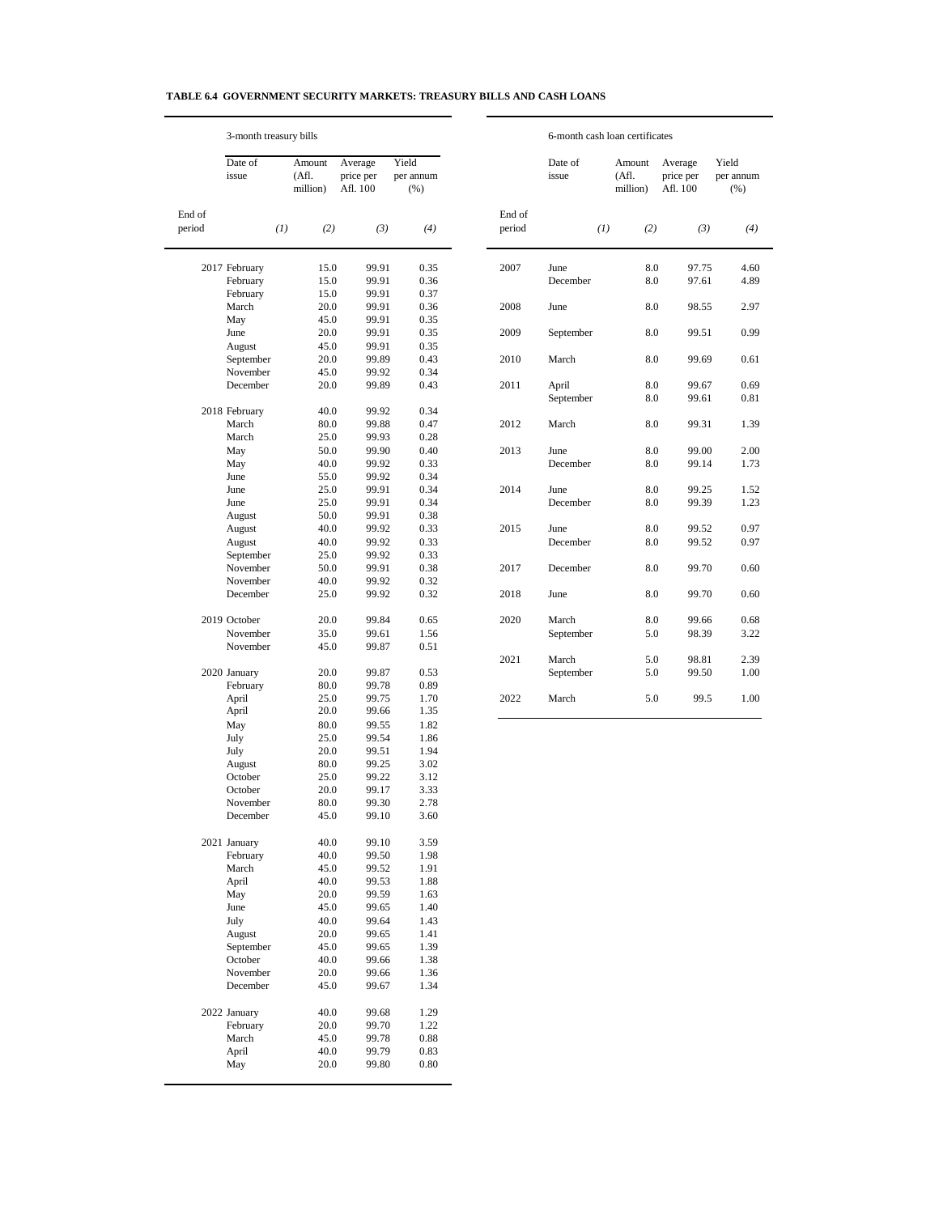**TABLE 6.4 GOVERNMENT SECURITY MARKETS: TREASURY BILLS AND CASH LOANS**

3-month treasury bills

| End of period | Date of issue (1) | Amount (Afl. million) (2) | Average price per Afl. 100 (3) | Yield per annum (%) (4) |
|---|---|---|---|---|
| 2017 | February | 15.0 | 99.91 | 0.35 |
| | February | 15.0 | 99.91 | 0.36 |
| | February | 15.0 | 99.91 | 0.37 |
| | March | 20.0 | 99.91 | 0.36 |
| | May | 45.0 | 99.91 | 0.35 |
| | June | 20.0 | 99.91 | 0.35 |
| | August | 45.0 | 99.91 | 0.35 |
| | September | 20.0 | 99.89 | 0.43 |
| | November | 45.0 | 99.92 | 0.34 |
| | December | 20.0 | 99.89 | 0.43 |
| 2018 | February | 40.0 | 99.92 | 0.34 |
| | March | 80.0 | 99.88 | 0.47 |
| | March | 25.0 | 99.93 | 0.28 |
| | May | 50.0 | 99.90 | 0.40 |
| | May | 40.0 | 99.92 | 0.33 |
| | June | 55.0 | 99.92 | 0.34 |
| | June | 25.0 | 99.91 | 0.34 |
| | June | 25.0 | 99.91 | 0.34 |
| | August | 50.0 | 99.91 | 0.38 |
| | August | 40.0 | 99.92 | 0.33 |
| | August | 40.0 | 99.92 | 0.33 |
| | September | 25.0 | 99.92 | 0.33 |
| | November | 50.0 | 99.91 | 0.38 |
| | November | 40.0 | 99.92 | 0.32 |
| | December | 25.0 | 99.92 | 0.32 |
| 2019 | October | 20.0 | 99.84 | 0.65 |
| | November | 35.0 | 99.61 | 1.56 |
| | November | 45.0 | 99.87 | 0.51 |
| 2020 | January | 20.0 | 99.87 | 0.53 |
| | February | 80.0 | 99.78 | 0.89 |
| | April | 25.0 | 99.75 | 1.70 |
| | April | 20.0 | 99.66 | 1.35 |
| | May | 80.0 | 99.55 | 1.82 |
| | July | 25.0 | 99.54 | 1.86 |
| | July | 20.0 | 99.51 | 1.94 |
| | August | 80.0 | 99.25 | 3.02 |
| | October | 25.0 | 99.22 | 3.12 |
| | October | 20.0 | 99.17 | 3.33 |
| | November | 80.0 | 99.30 | 2.78 |
| | December | 45.0 | 99.10 | 3.60 |
| 2021 | January | 40.0 | 99.10 | 3.59 |
| | February | 40.0 | 99.50 | 1.98 |
| | March | 45.0 | 99.52 | 1.91 |
| | April | 40.0 | 99.53 | 1.88 |
| | May | 20.0 | 99.59 | 1.63 |
| | June | 45.0 | 99.65 | 1.40 |
| | July | 40.0 | 99.64 | 1.43 |
| | August | 20.0 | 99.65 | 1.41 |
| | September | 45.0 | 99.65 | 1.39 |
| | October | 40.0 | 99.66 | 1.38 |
| | November | 20.0 | 99.66 | 1.36 |
| | December | 45.0 | 99.67 | 1.34 |
| 2022 | January | 40.0 | 99.68 | 1.29 |
| | February | 20.0 | 99.70 | 1.22 |
| | March | 45.0 | 99.78 | 0.88 |
| | April | 40.0 | 99.79 | 0.83 |
| | May | 20.0 | 99.80 | 0.80 |

6-month cash loan certificates

| End of period | Date of issue (1) | Amount (Afl. million) (2) | Average price per Afl. 100 (3) | Yield per annum (%) (4) |
|---|---|---|---|---|
| 2007 | June | 8.0 | 97.75 | 4.60 |
| | December | 8.0 | 97.61 | 4.89 |
| 2008 | June | 8.0 | 98.55 | 2.97 |
| 2009 | September | 8.0 | 99.51 | 0.99 |
| 2010 | March | 8.0 | 99.69 | 0.61 |
| 2011 | April | 8.0 | 99.67 | 0.69 |
| | September | 8.0 | 99.61 | 0.81 |
| 2012 | March | 8.0 | 99.31 | 1.39 |
| 2013 | June | 8.0 | 99.00 | 2.00 |
| | December | 8.0 | 99.14 | 1.73 |
| 2014 | June | 8.0 | 99.25 | 1.52 |
| | December | 8.0 | 99.39 | 1.23 |
| 2015 | June | 8.0 | 99.52 | 0.97 |
| | December | 8.0 | 99.52 | 0.97 |
| 2017 | December | 8.0 | 99.70 | 0.60 |
| 2018 | June | 8.0 | 99.70 | 0.60 |
| 2020 | March | 8.0 | 99.66 | 0.68 |
| | September | 5.0 | 98.39 | 3.22 |
| 2021 | March | 5.0 | 98.81 | 2.39 |
| | September | 5.0 | 99.50 | 1.00 |
| 2022 | March | 5.0 | 99.5 | 1.00 |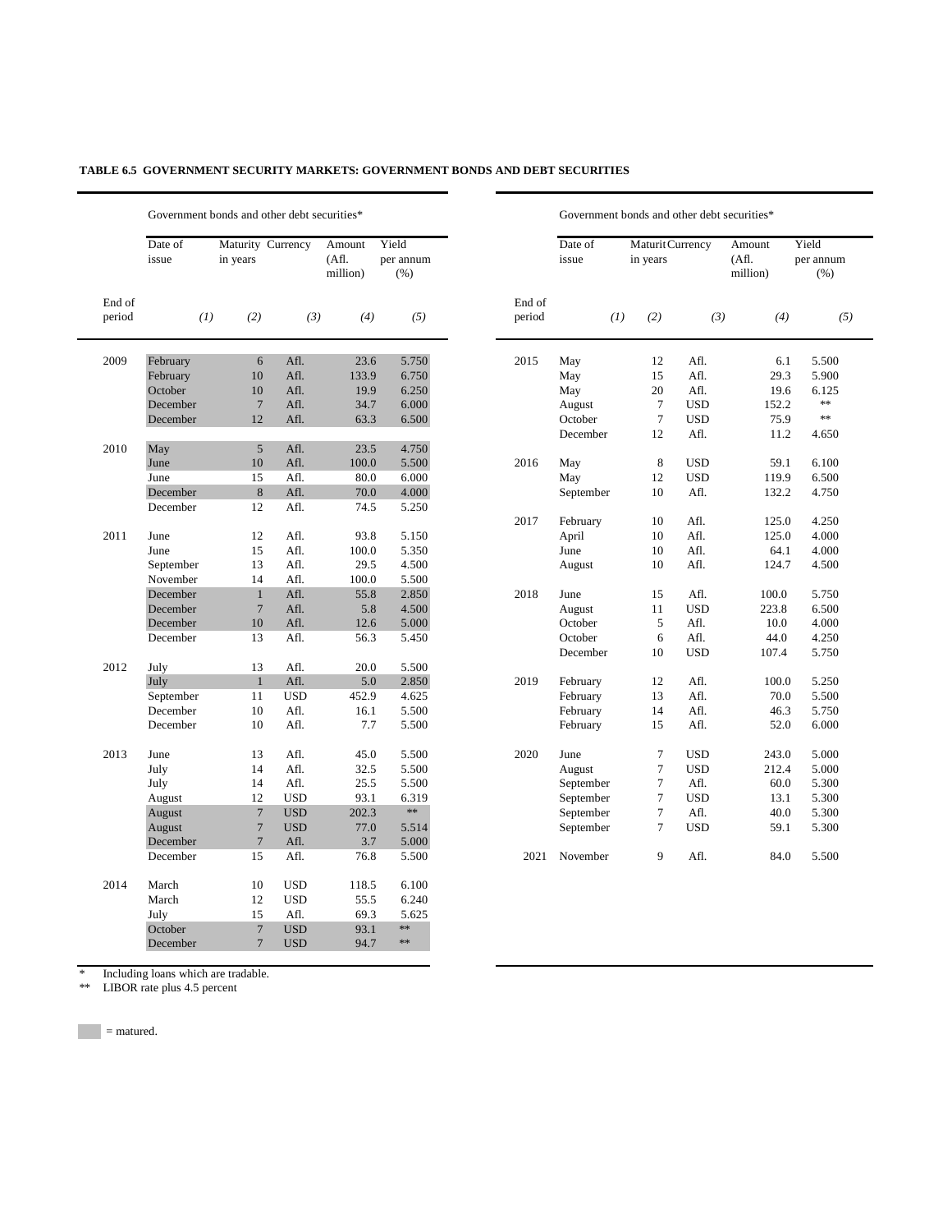**TABLE 6.5 GOVERNMENT SECURITY MARKETS: GOVERNMENT BONDS AND DEBT SECURITIES**

| | Government bonds and other debt securities* | | | | |
|---|---|---|---|---|---|
| End of period | Date of issue (1) | Maturity in years (2) | Currency (3) | Amount (Afl. million) (4) | Yield per annum (%) (5) |
| 2009 | February | 6 | Afl. | 23.6 | 5.750 |
| | February | 10 | Afl. | 133.9 | 6.750 |
| | October | 10 | Afl. | 19.9 | 6.250 |
| | December | 7 | Afl. | 34.7 | 6.000 |
| | December | 12 | Afl. | 63.3 | 6.500 |
| 2010 | May | 5 | Afl. | 23.5 | 4.750 |
| | June | 10 | Afl. | 100.0 | 5.500 |
| | June | 15 | Afl. | 80.0 | 6.000 |
| | December | 8 | Afl. | 70.0 | 4.000 |
| | December | 12 | Afl. | 74.5 | 5.250 |
| 2011 | June | 12 | Afl. | 93.8 | 5.150 |
| | June | 15 | Afl. | 100.0 | 5.350 |
| | September | 13 | Afl. | 29.5 | 4.500 |
| | November | 14 | Afl. | 100.0 | 5.500 |
| | December | 1 | Afl. | 55.8 | 2.850 |
| | December | 7 | Afl. | 5.8 | 4.500 |
| | December | 10 | Afl. | 12.6 | 5.000 |
| | December | 13 | Afl. | 56.3 | 5.450 |
| 2012 | July | 13 | Afl. | 20.0 | 5.500 |
| | July | 1 | Afl. | 5.0 | 2.850 |
| | September | 11 | USD | 452.9 | 4.625 |
| | December | 10 | Afl. | 16.1 | 5.500 |
| | December | 10 | Afl. | 7.7 | 5.500 |
| 2013 | June | 13 | Afl. | 45.0 | 5.500 |
| | July | 14 | Afl. | 32.5 | 5.500 |
| | July | 14 | Afl. | 25.5 | 5.500 |
| | August | 12 | USD | 93.1 | 6.319 |
| | August | 7 | USD | 202.3 | ** |
| | August | 7 | USD | 77.0 | 5.514 |
| | December | 7 | Afl. | 3.7 | 5.000 |
| | December | 15 | Afl. | 76.8 | 5.500 |
| 2014 | March | 10 | USD | 118.5 | 6.100 |
| | March | 12 | USD | 55.5 | 6.240 |
| | July | 15 | Afl. | 69.3 | 5.625 |
| | October | 7 | USD | 93.1 | ** |
| | December | 7 | USD | 94.7 | ** |
| 2015 | May | 12 | Afl. | 6.1 | 5.500 |
| | May | 15 | Afl. | 29.3 | 5.900 |
| | May | 20 | Afl. | 19.6 | 6.125 |
| | August | 7 | USD | 152.2 | ** |
| | October | 7 | USD | 75.9 | ** |
| | December | 12 | Afl. | 11.2 | 4.650 |
| 2016 | May | 8 | USD | 59.1 | 6.100 |
| | May | 12 | USD | 119.9 | 6.500 |
| | September | 10 | Afl. | 132.2 | 4.750 |
| 2017 | February | 10 | Afl. | 125.0 | 4.250 |
| | April | 10 | Afl. | 125.0 | 4.000 |
| | June | 10 | Afl. | 64.1 | 4.000 |
| | August | 10 | Afl. | 124.7 | 4.500 |
| 2018 | June | 15 | Afl. | 100.0 | 5.750 |
| | August | 11 | USD | 223.8 | 6.500 |
| | October | 5 | Afl. | 10.0 | 4.000 |
| | October | 6 | Afl. | 44.0 | 4.250 |
| | December | 10 | USD | 107.4 | 5.750 |
| 2019 | February | 12 | Afl. | 100.0 | 5.250 |
| | February | 13 | Afl. | 70.0 | 5.500 |
| | February | 14 | Afl. | 46.3 | 5.750 |
| | February | 15 | Afl. | 52.0 | 6.000 |
| 2020 | June | 7 | USD | 243.0 | 5.000 |
| | August | 7 | USD | 212.4 | 5.000 |
| | September | 7 | Afl. | 60.0 | 5.300 |
| | September | 7 | USD | 13.1 | 5.300 |
| | September | 7 | Afl. | 40.0 | 5.300 |
| | September | 7 | USD | 59.1 | 5.300 |
| 2021 | November | 9 | Afl. | 84.0 | 5.500 |

\* Including loans which are tradable.
\*\* LIBOR rate plus 4.5 percent

(shaded) = matured.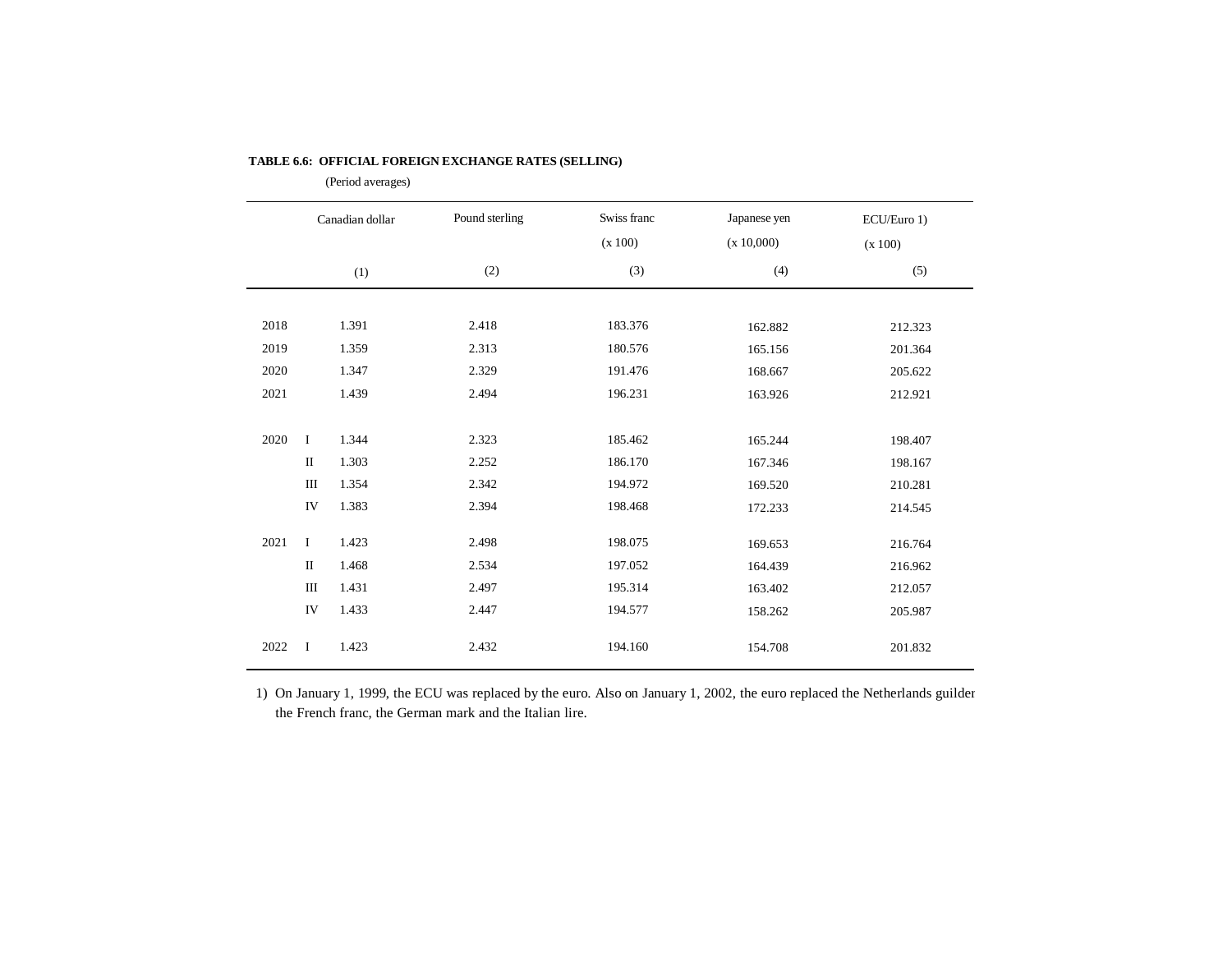**TABLE 6.6: OFFICIAL FOREIGN EXCHANGE RATES (SELLING)**

(Period averages)

| | | Canadian dollar | Pound sterling | Swiss franc (x 100) | Japanese yen (x 10,000) | ECU/Euro 1) (x 100) |
|---|---|---|---|---|---|---|
| | | (1) | (2) | (3) | (4) | (5) |
| 2018 | | 1.391 | 2.418 | 183.376 | 162.882 | 212.323 |
| 2019 | | 1.359 | 2.313 | 180.576 | 165.156 | 201.364 |
| 2020 | | 1.347 | 2.329 | 191.476 | 168.667 | 205.622 |
| 2021 | | 1.439 | 2.494 | 196.231 | 163.926 | 212.921 |
| 2020 | I | 1.344 | 2.323 | 185.462 | 165.244 | 198.407 |
| | II | 1.303 | 2.252 | 186.170 | 167.346 | 198.167 |
| | III | 1.354 | 2.342 | 194.972 | 169.520 | 210.281 |
| | IV | 1.383 | 2.394 | 198.468 | 172.233 | 214.545 |
| 2021 | I | 1.423 | 2.498 | 198.075 | 169.653 | 216.764 |
| | II | 1.468 | 2.534 | 197.052 | 164.439 | 216.962 |
| | III | 1.431 | 2.497 | 195.314 | 163.402 | 212.057 |
| | IV | 1.433 | 2.447 | 194.577 | 158.262 | 205.987 |
| 2022 | I | 1.423 | 2.432 | 194.160 | 154.708 | 201.832 |

1) On January 1, 1999, the ECU was replaced by the euro. Also on January 1, 2002, the euro replaced the Netherlands guilder the French franc, the German mark and the Italian lire.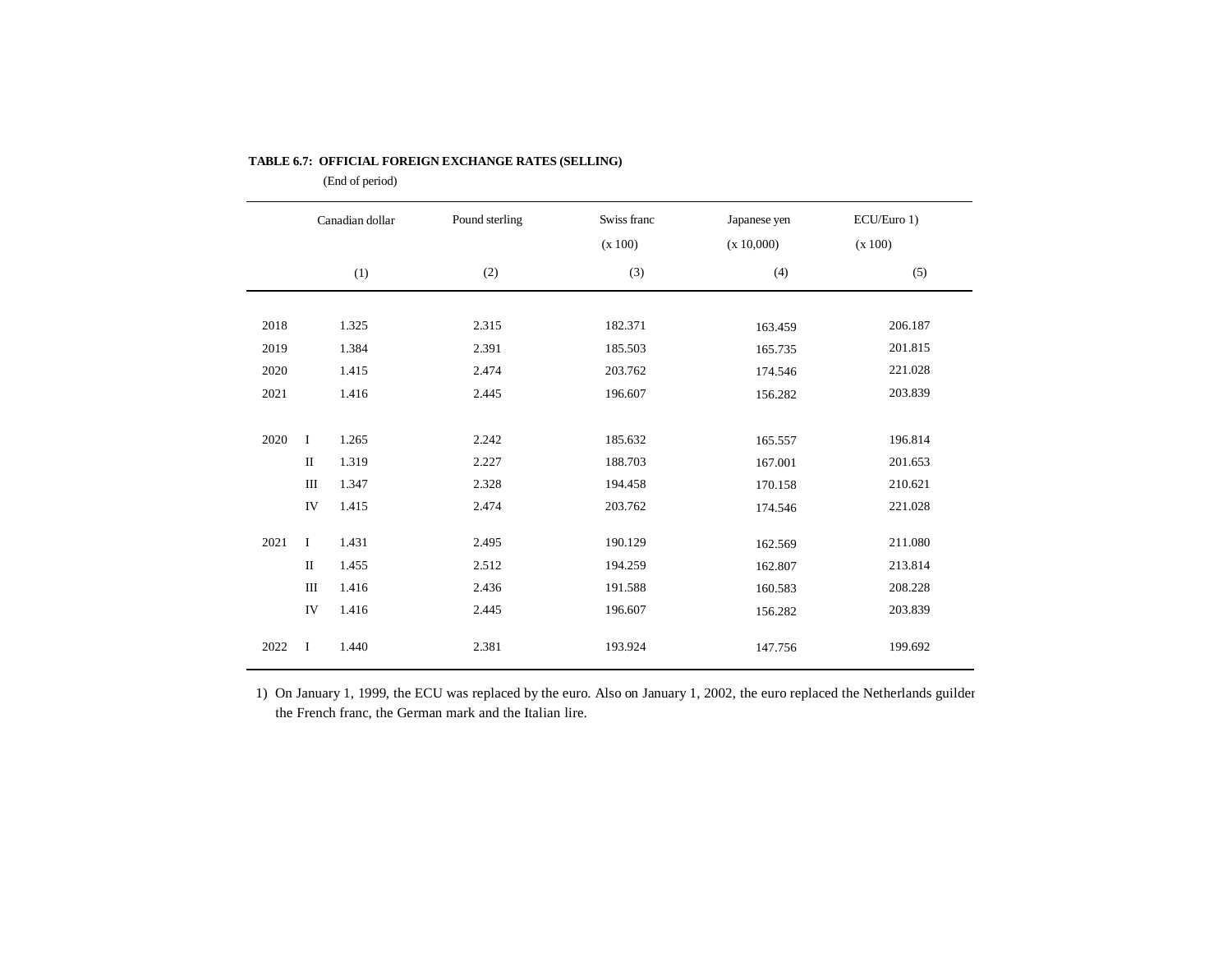**TABLE 6.7: OFFICIAL FOREIGN EXCHANGE RATES (SELLING)**

(End of period)

| | | Canadian dollar | Pound sterling | Swiss franc (x 100) | Japanese yen (x 10,000) | ECU/Euro 1) (x 100) |
|---|---|---|---|---|---|---|
| | | (1) | (2) | (3) | (4) | (5) |
| 2018 | | 1.325 | 2.315 | 182.371 | 163.459 | 206.187 |
| 2019 | | 1.384 | 2.391 | 185.503 | 165.735 | 201.815 |
| 2020 | | 1.415 | 2.474 | 203.762 | 174.546 | 221.028 |
| 2021 | | 1.416 | 2.445 | 196.607 | 156.282 | 203.839 |
| 2020 | I | 1.265 | 2.242 | 185.632 | 165.557 | 196.814 |
| | II | 1.319 | 2.227 | 188.703 | 167.001 | 201.653 |
| | III | 1.347 | 2.328 | 194.458 | 170.158 | 210.621 |
| | IV | 1.415 | 2.474 | 203.762 | 174.546 | 221.028 |
| 2021 | I | 1.431 | 2.495 | 190.129 | 162.569 | 211.080 |
| | II | 1.455 | 2.512 | 194.259 | 162.807 | 213.814 |
| | III | 1.416 | 2.436 | 191.588 | 160.583 | 208.228 |
| | IV | 1.416 | 2.445 | 196.607 | 156.282 | 203.839 |
| 2022 | I | 1.440 | 2.381 | 193.924 | 147.756 | 199.692 |

1) On January 1, 1999, the ECU was replaced by the euro. Also on January 1, 2002, the euro replaced the Netherlands guilder the French franc, the German mark and the Italian lire.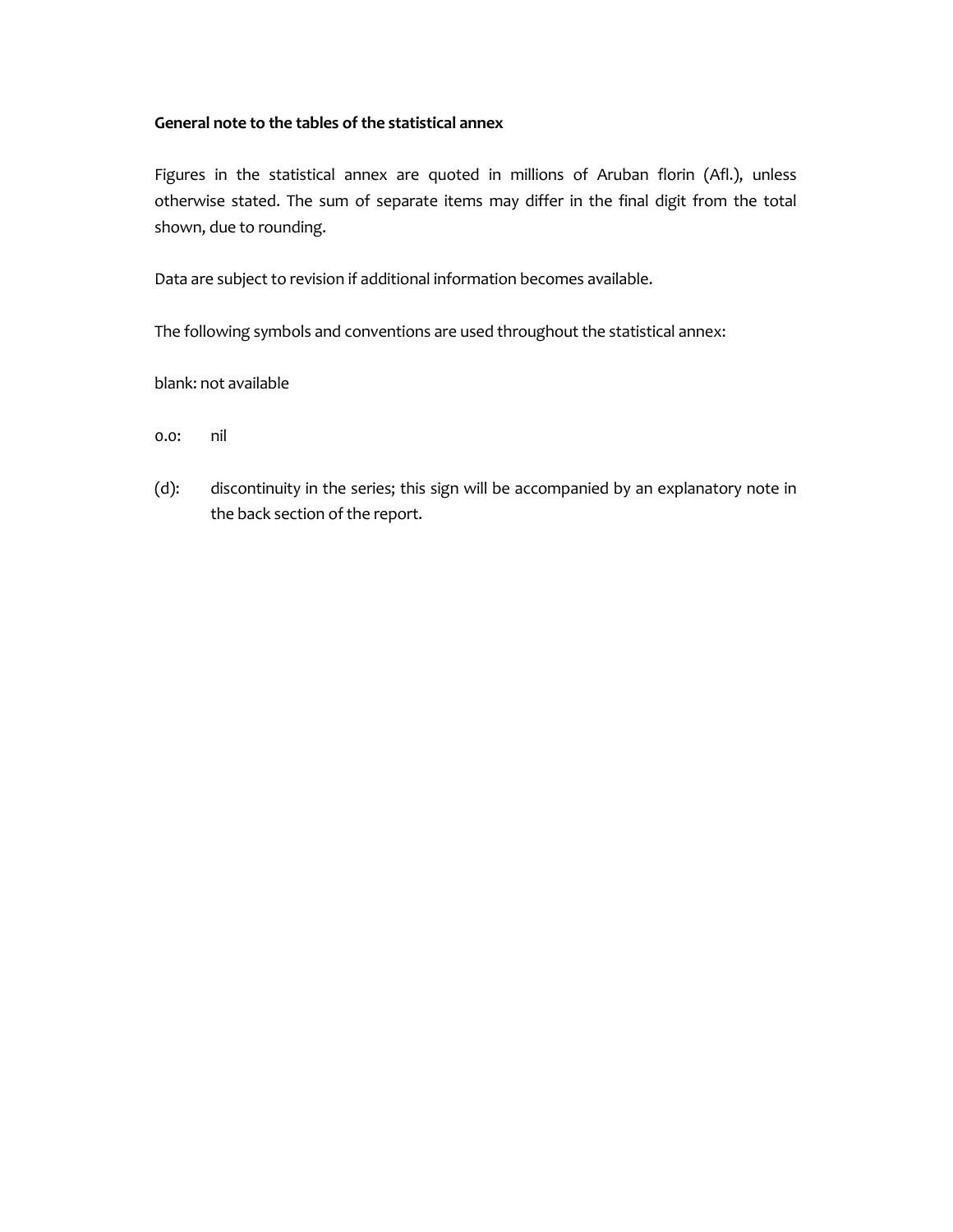**General note to the tables of the statistical annex**

Figures in the statistical annex are quoted in millions of Aruban florin (Afl.), unless otherwise stated. The sum of separate items may differ in the final digit from the total shown, due to rounding.

Data are subject to revision if additional information becomes available.

The following symbols and conventions are used throughout the statistical annex:

blank: not available

0.0: nil

(d): discontinuity in the series; this sign will be accompanied by an explanatory note in the back section of the report.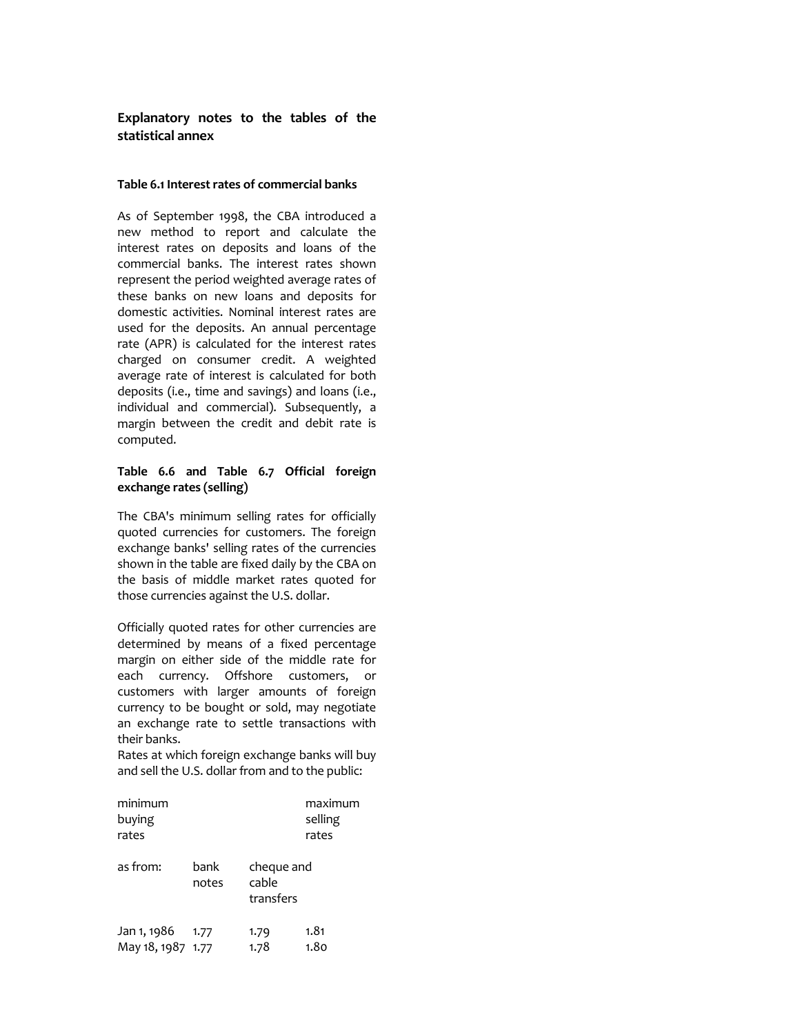## Explanatory notes to the tables of the statistical annex

### Table 6.1 Interest rates of commercial banks

As of September 1998, the CBA introduced a new method to report and calculate the interest rates on deposits and loans of the commercial banks. The interest rates shown represent the period weighted average rates of these banks on new loans and deposits for domestic activities. Nominal interest rates are used for the deposits. An annual percentage rate (APR) is calculated for the interest rates charged on consumer credit. A weighted average rate of interest is calculated for both deposits (i.e., time and savings) and loans (i.e., individual and commercial). Subsequently, a margin between the credit and debit rate is computed.

### Table 6.6 and Table 6.7 Official foreign exchange rates (selling)

The CBA's minimum selling rates for officially quoted currencies for customers. The foreign exchange banks' selling rates of the currencies shown in the table are fixed daily by the CBA on the basis of middle market rates quoted for those currencies against the U.S. dollar.

Officially quoted rates for other currencies are determined by means of a fixed percentage margin on either side of the middle rate for each currency. Offshore customers, or customers with larger amounts of foreign currency to be bought or sold, may negotiate an exchange rate to settle transactions with their banks.

Rates at which foreign exchange banks will buy and sell the U.S. dollar from and to the public:

| | minimum buying rates | | maximum selling rates |
|---|---|---|---|
| as from: | bank notes | cheque and cable transfers | |
| Jan 1, 1986 | 1.77 | 1.79 | 1.81 |
| May 18, 1987 | 1.77 | 1.78 | 1.80 |